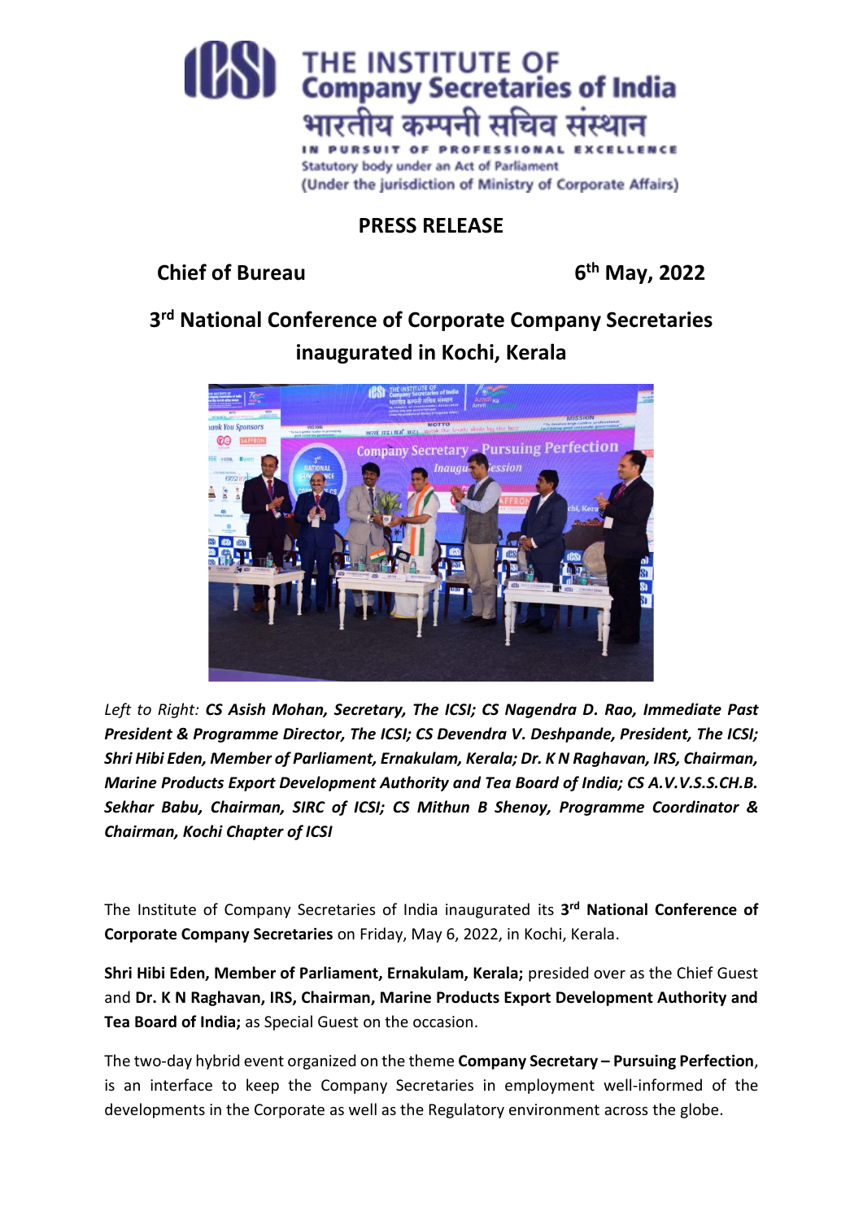# THE INSTITUTE OF Company Secretaries of India

भारतीय कम्पनी सचिव संस्थान

IN PURSUIT OF PROFESSIONAL EXCELLENCE

Statutory body under an Act of Parliament

(Under the jurisdiction of Ministry of Corporate Affairs)

## PRESS RELEASE

**Chief of Bureau** **6th May, 2022**

## 3rd National Conference of Corporate Company Secretaries inaugurated in Kochi, Kerala

*Left to Right:* ***CS Asish Mohan, Secretary, The ICSI; CS Nagendra D. Rao, Immediate Past President & Programme Director, The ICSI; CS Devendra V. Deshpande, President, The ICSI; Shri Hibi Eden, Member of Parliament, Ernakulam, Kerala; Dr. K N Raghavan, IRS, Chairman, Marine Products Export Development Authority and Tea Board of India; CS A.V.V.S.S.CH.B. Sekhar Babu, Chairman, SIRC of ICSI; CS Mithun B Shenoy, Programme Coordinator & Chairman, Kochi Chapter of ICSI***

The Institute of Company Secretaries of India inaugurated its **3rd National Conference of Corporate Company Secretaries** on Friday, May 6, 2022, in Kochi, Kerala.

**Shri Hibi Eden, Member of Parliament, Ernakulam, Kerala;** presided over as the Chief Guest and **Dr. K N Raghavan, IRS, Chairman, Marine Products Export Development Authority and Tea Board of India;** as Special Guest on the occasion.

The two-day hybrid event organized on the theme **Company Secretary – Pursuing Perfection**, is an interface to keep the Company Secretaries in employment well-informed of the developments in the Corporate as well as the Regulatory environment across the globe.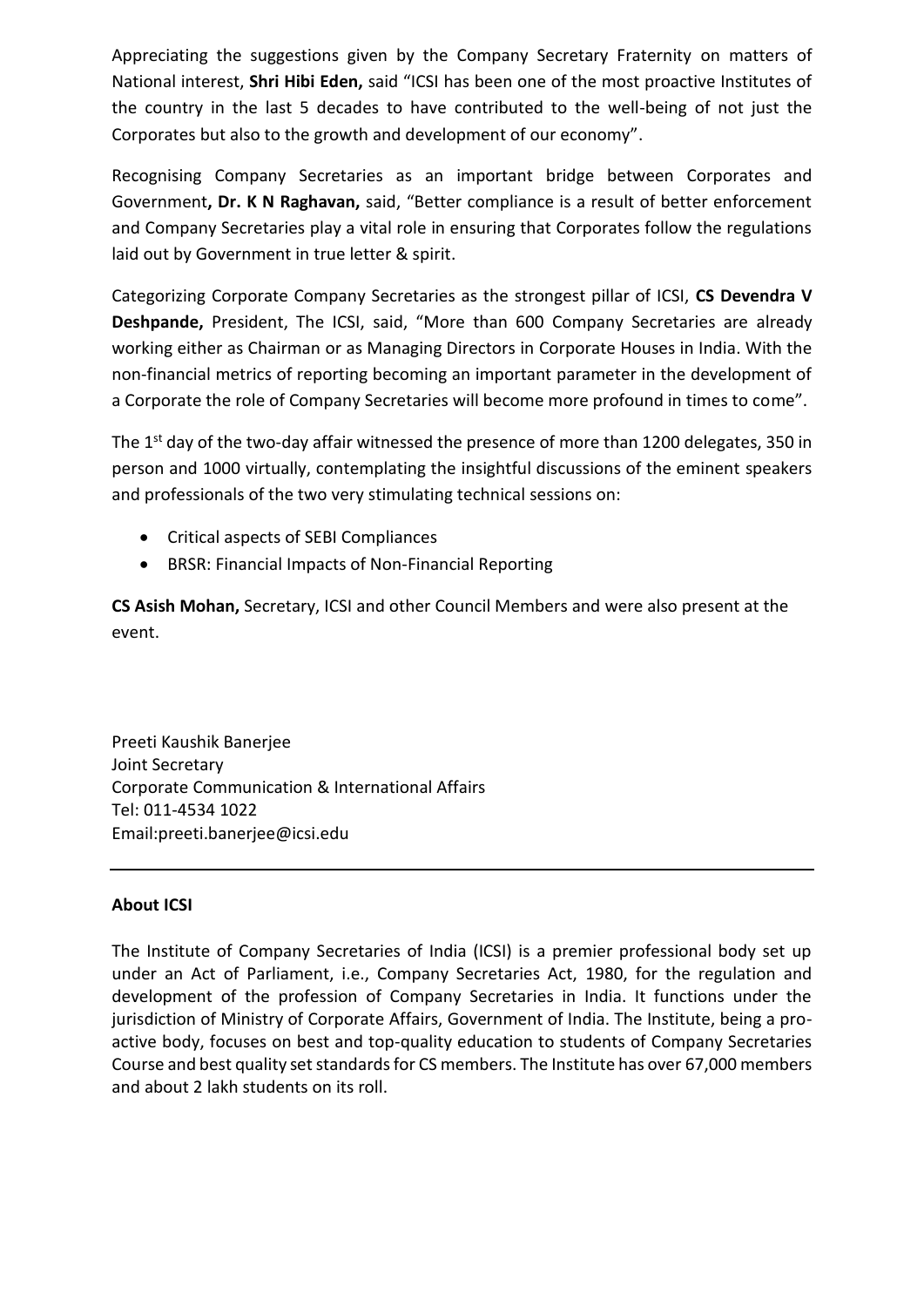Appreciating the suggestions given by the Company Secretary Fraternity on matters of National interest, **Shri Hibi Eden,** said "ICSI has been one of the most proactive Institutes of the country in the last 5 decades to have contributed to the well-being of not just the Corporates but also to the growth and development of our economy".

Recognising Company Secretaries as an important bridge between Corporates and Government**, Dr. K N Raghavan,** said, "Better compliance is a result of better enforcement and Company Secretaries play a vital role in ensuring that Corporates follow the regulations laid out by Government in true letter & spirit.

Categorizing Corporate Company Secretaries as the strongest pillar of ICSI, **CS Devendra V Deshpande,** President, The ICSI, said, "More than 600 Company Secretaries are already working either as Chairman or as Managing Directors in Corporate Houses in India. With the non-financial metrics of reporting becoming an important parameter in the development of a Corporate the role of Company Secretaries will become more profound in times to come".

The 1st day of the two-day affair witnessed the presence of more than 1200 delegates, 350 in person and 1000 virtually, contemplating the insightful discussions of the eminent speakers and professionals of the two very stimulating technical sessions on:

- Critical aspects of SEBI Compliances
- BRSR: Financial Impacts of Non-Financial Reporting

**CS Asish Mohan,** Secretary, ICSI and other Council Members and were also present at the event.

Preeti Kaushik Banerjee
Joint Secretary
Corporate Communication & International Affairs
Tel: 011-4534 1022
Email:preeti.banerjee@icsi.edu

---

**About ICSI**

The Institute of Company Secretaries of India (ICSI) is a premier professional body set up under an Act of Parliament, i.e., Company Secretaries Act, 1980, for the regulation and development of the profession of Company Secretaries in India. It functions under the jurisdiction of Ministry of Corporate Affairs, Government of India. The Institute, being a pro-active body, focuses on best and top-quality education to students of Company Secretaries Course and best quality set standards for CS members. The Institute has over 67,000 members and about 2 lakh students on its roll.